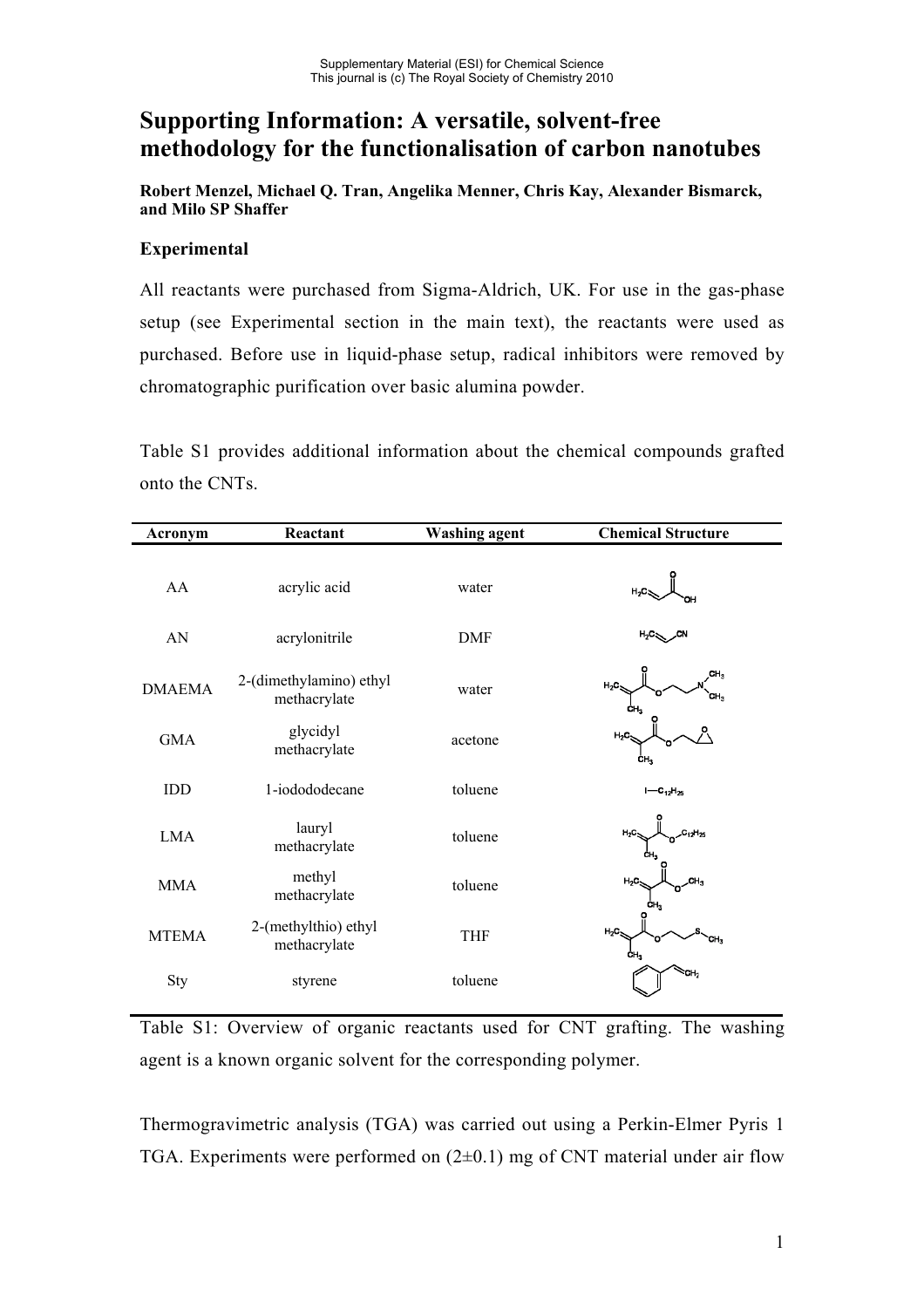# Supporting Information: A versatile, solvent-free methodology for the functionalisation of carbon nanotubes

**Robert Menzel, Michael Q. Tran, Angelika Menner, Chris Kay, Alexander Bismarck, and Milo SP Shaffer**

## Experimental

All reactants were purchased from Sigma-Aldrich, UK. For use in the gas-phase setup (see Experimental section in the main text), the reactants were used as purchased. Before use in liquid-phase setup, radical inhibitors were removed by chromatographic purification over basic alumina powder.

Table S1 provides additional information about the chemical compounds grafted onto the CNTs.

| Acronym | Reactant | Washing agent | Chemical Structure |
|---|---|---|---|
| AA | acrylic acid | water | $H_2C{=}CH{-}C(=O)OH$ |
| AN | acrylonitrile | DMF | $H_2C{=}CH{-}CN$ |
| DMAEMA | 2-(dimethylamino) ethyl methacrylate | water | $H_2C{=}C(CH_3){-}C(=O){-}O{-}CH_2CH_2{-}N(CH_3)_2$ |
| GMA | glycidyl methacrylate | acetone | $H_2C{=}C(CH_3){-}C(=O){-}O{-}CH_2{-}$(epoxide) |
| IDD | 1-iodododecane | toluene | $I{-}C_{12}H_{25}$ |
| LMA | lauryl methacrylate | toluene | $H_2C{=}C(CH_3){-}C(=O){-}O{-}C_{12}H_{25}$ |
| MMA | methyl methacrylate | toluene | $H_2C{=}C(CH_3){-}C(=O){-}O{-}CH_3$ |
| MTEMA | 2-(methylthio) ethyl methacrylate | THF | $H_2C{=}C(CH_3){-}C(=O){-}O{-}CH_2CH_2{-}S{-}CH_3$ |
| Sty | styrene | toluene | $C_6H_5{-}CH{=}CH_2$ |

Table S1: Overview of organic reactants used for CNT grafting. The washing agent is a known organic solvent for the corresponding polymer.

Thermogravimetric analysis (TGA) was carried out using a Perkin-Elmer Pyris 1 TGA. Experiments were performed on (2±0.1) mg of CNT material under air flow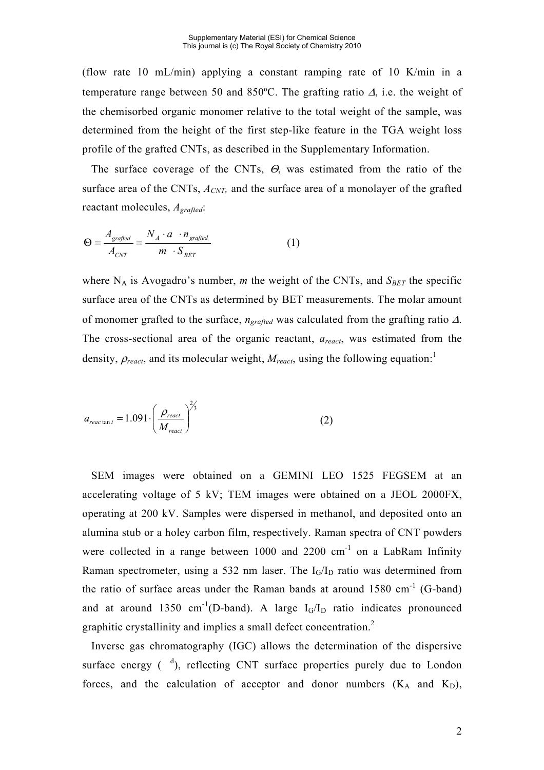(flow rate 10 mL/min) applying a constant ramping rate of 10 K/min in a temperature range between 50 and 850ºC. The grafting ratio $\Delta$, i.e. the weight of the chemisorbed organic monomer relative to the total weight of the sample, was determined from the height of the first step-like feature in the TGA weight loss profile of the grafted CNTs, as described in the Supplementary Information.

The surface coverage of the CNTs, $\Theta$, was estimated from the ratio of the surface area of the CNTs, $A_{CNT}$, and the surface area of a monolayer of the grafted reactant molecules, $A_{grafted}$:

$$\Theta = \frac{A_{grafted}}{A_{CNT}} = \frac{N_A \cdot a \quad \cdot n_{grafted}}{m \quad \cdot S_{BET}} \qquad (1)$$

where $N_A$ is Avogadro's number, $m$ the weight of the CNTs, and $S_{BET}$ the specific surface area of the CNTs as determined by BET measurements. The molar amount of monomer grafted to the surface, $n_{grafted}$ was calculated from the grafting ratio $\Delta$. The cross-sectional area of the organic reactant, $a_{react}$, was estimated from the density, $\rho_{react}$, and its molecular weight, $M_{react}$, using the following equation:[1]

$$a_{reac\tan t} = 1.091 \cdot \left( \frac{\rho_{react}}{M_{react}} \right)^{2/3} \qquad (2)$$

SEM images were obtained on a GEMINI LEO 1525 FEGSEM at an accelerating voltage of 5 kV; TEM images were obtained on a JEOL 2000FX, operating at 200 kV. Samples were dispersed in methanol, and deposited onto an alumina stub or a holey carbon film, respectively. Raman spectra of CNT powders were collected in a range between 1000 and 2200 cm$^{-1}$ on a LabRam Infinity Raman spectrometer, using a 532 nm laser. The $I_G/I_D$ ratio was determined from the ratio of surface areas under the Raman bands at around 1580 cm$^{-1}$ (G-band) and at around 1350 cm$^{-1}$(D-band). A large $I_G/I_D$ ratio indicates pronounced graphitic crystallinity and implies a small defect concentration.[2]

Inverse gas chromatography (IGC) allows the determination of the dispersive surface energy ( $^{d}$), reflecting CNT surface properties purely due to London forces, and the calculation of acceptor and donor numbers ($K_A$ and $K_D$),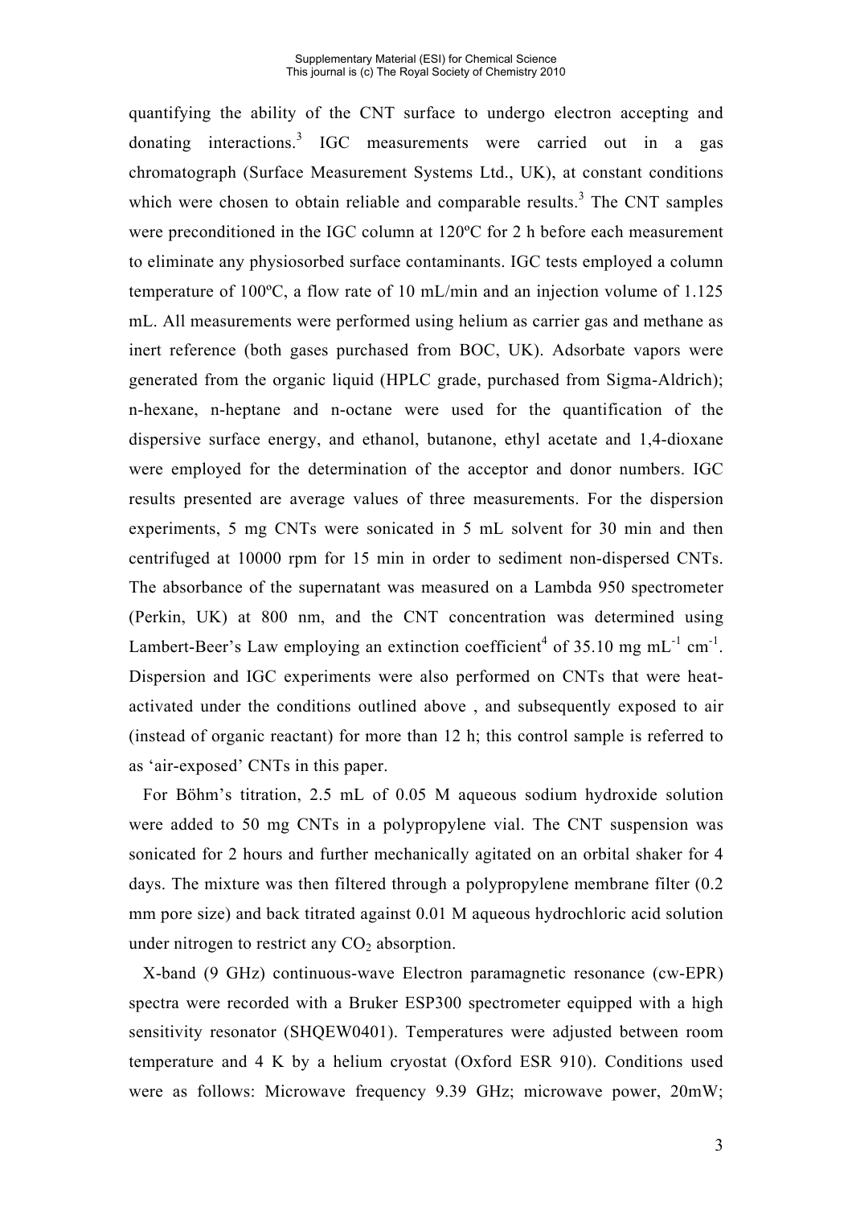quantifying the ability of the CNT surface to undergo electron accepting and donating interactions.[3] IGC measurements were carried out in a gas chromatograph (Surface Measurement Systems Ltd., UK), at constant conditions which were chosen to obtain reliable and comparable results.[3] The CNT samples were preconditioned in the IGC column at 120ºC for 2 h before each measurement to eliminate any physiosorbed surface contaminants. IGC tests employed a column temperature of 100ºC, a flow rate of 10 mL/min and an injection volume of 1.125 mL. All measurements were performed using helium as carrier gas and methane as inert reference (both gases purchased from BOC, UK). Adsorbate vapors were generated from the organic liquid (HPLC grade, purchased from Sigma-Aldrich); n-hexane, n-heptane and n-octane were used for the quantification of the dispersive surface energy, and ethanol, butanone, ethyl acetate and 1,4-dioxane were employed for the determination of the acceptor and donor numbers. IGC results presented are average values of three measurements. For the dispersion experiments, 5 mg CNTs were sonicated in 5 mL solvent for 30 min and then centrifuged at 10000 rpm for 15 min in order to sediment non-dispersed CNTs. The absorbance of the supernatant was measured on a Lambda 950 spectrometer (Perkin, UK) at 800 nm, and the CNT concentration was determined using Lambert-Beer's Law employing an extinction coefficient[4] of 35.10 mg $mL^{-1}$ $cm^{-1}$. Dispersion and IGC experiments were also performed on CNTs that were heat-activated under the conditions outlined above , and subsequently exposed to air (instead of organic reactant) for more than 12 h; this control sample is referred to as 'air-exposed' CNTs in this paper.

For Böhm's titration, 2.5 mL of 0.05 M aqueous sodium hydroxide solution were added to 50 mg CNTs in a polypropylene vial. The CNT suspension was sonicated for 2 hours and further mechanically agitated on an orbital shaker for 4 days. The mixture was then filtered through a polypropylene membrane filter (0.2 mm pore size) and back titrated against 0.01 M aqueous hydrochloric acid solution under nitrogen to restrict any $CO_2$ absorption.

X-band (9 GHz) continuous-wave Electron paramagnetic resonance (cw-EPR) spectra were recorded with a Bruker ESP300 spectrometer equipped with a high sensitivity resonator (SHQEW0401). Temperatures were adjusted between room temperature and 4 K by a helium cryostat (Oxford ESR 910). Conditions used were as follows: Microwave frequency 9.39 GHz; microwave power, 20mW;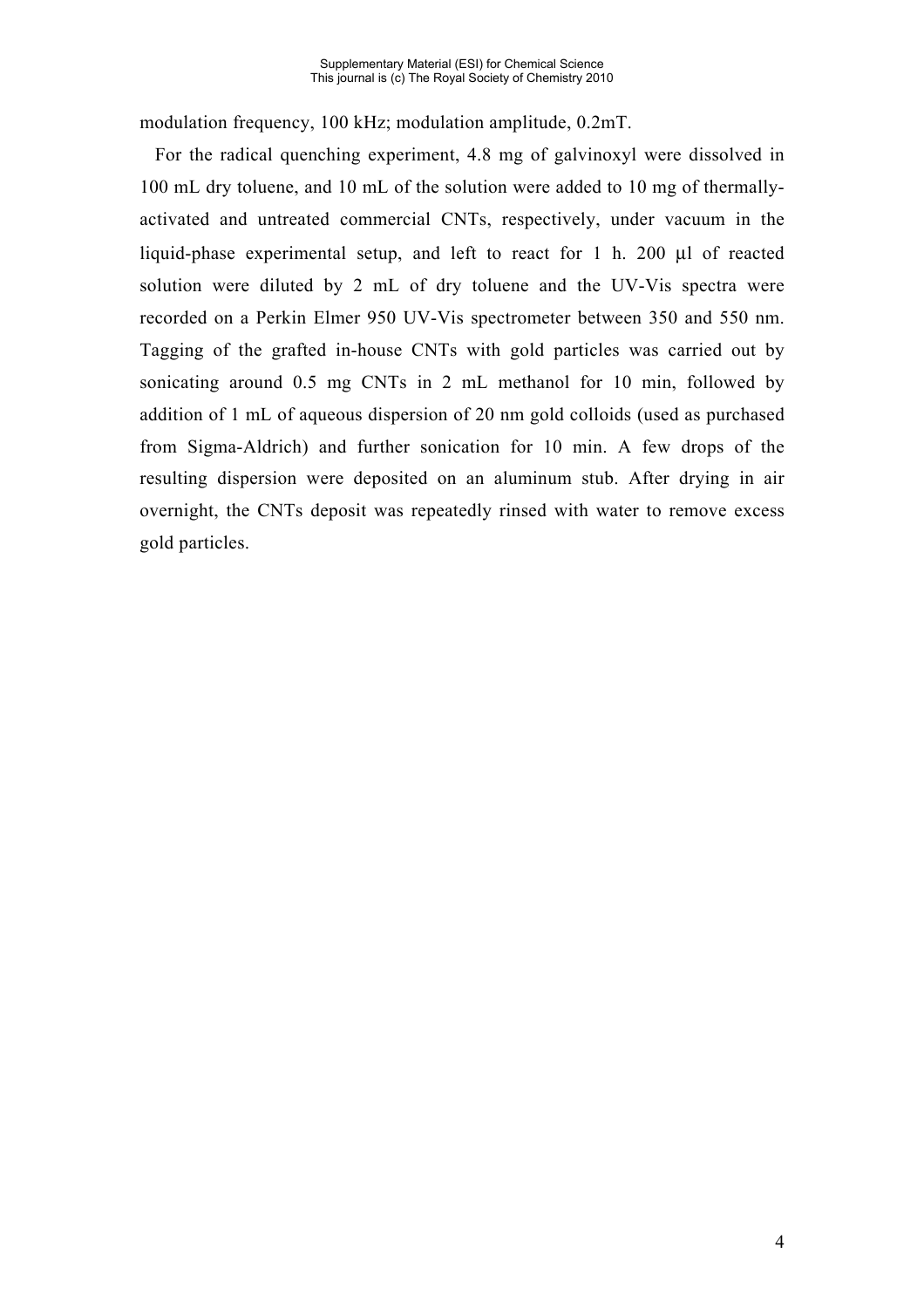modulation frequency, 100 kHz; modulation amplitude, 0.2mT.

For the radical quenching experiment, 4.8 mg of galvinoxyl were dissolved in 100 mL dry toluene, and 10 mL of the solution were added to 10 mg of thermally-activated and untreated commercial CNTs, respectively, under vacuum in the liquid-phase experimental setup, and left to react for 1 h. 200 μl of reacted solution were diluted by 2 mL of dry toluene and the UV-Vis spectra were recorded on a Perkin Elmer 950 UV-Vis spectrometer between 350 and 550 nm. Tagging of the grafted in-house CNTs with gold particles was carried out by sonicating around 0.5 mg CNTs in 2 mL methanol for 10 min, followed by addition of 1 mL of aqueous dispersion of 20 nm gold colloids (used as purchased from Sigma-Aldrich) and further sonication for 10 min. A few drops of the resulting dispersion were deposited on an aluminum stub. After drying in air overnight, the CNTs deposit was repeatedly rinsed with water to remove excess gold particles.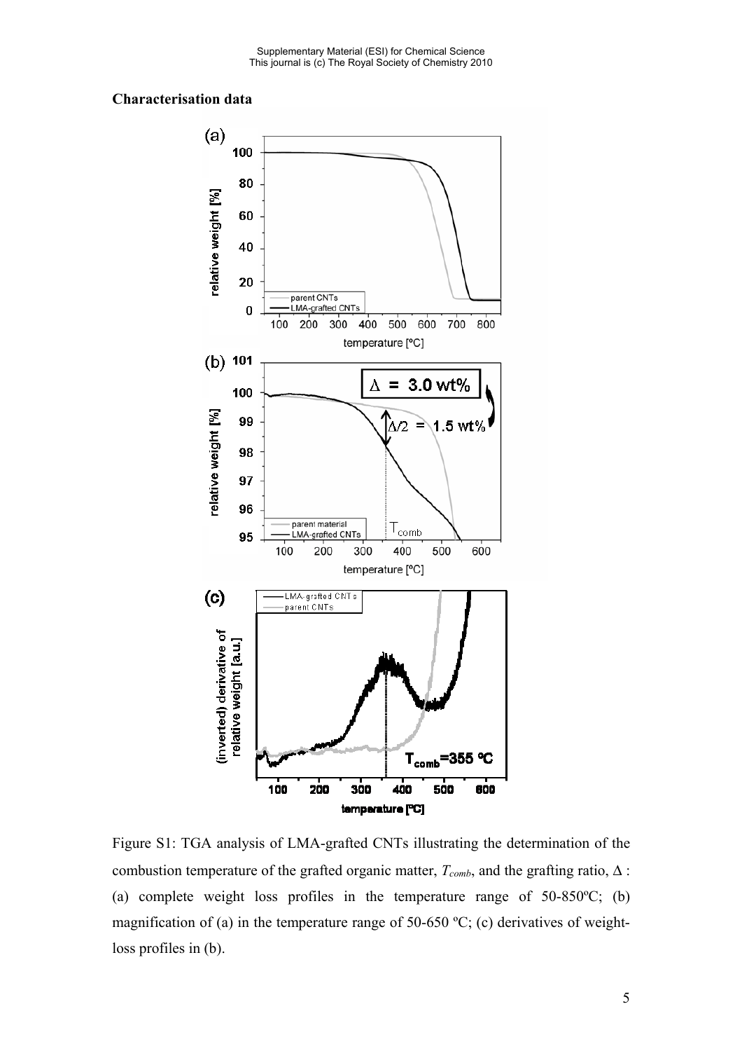## Characterisation data

Figure S1: TGA analysis of LMA-grafted CNTs illustrating the determination of the combustion temperature of the grafted organic matter, $T_{comb}$, and the grafting ratio, $\Delta$ : (a) complete weight loss profiles in the temperature range of 50-850ºC; (b) magnification of (a) in the temperature range of 50-650 ºC; (c) derivatives of weight-loss profiles in (b).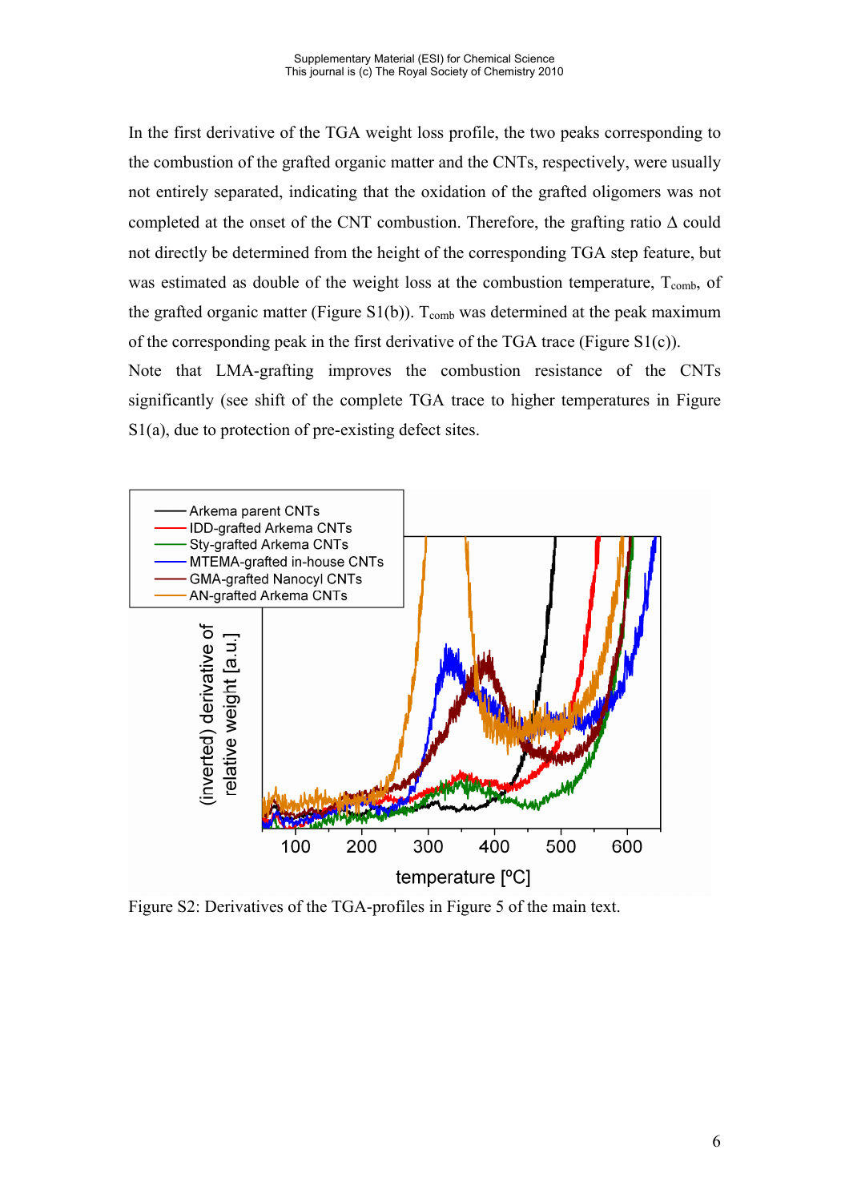In the first derivative of the TGA weight loss profile, the two peaks corresponding to the combustion of the grafted organic matter and the CNTs, respectively, were usually not entirely separated, indicating that the oxidation of the grafted oligomers was not completed at the onset of the CNT combustion. Therefore, the grafting ratio Δ could not directly be determined from the height of the corresponding TGA step feature, but was estimated as double of the weight loss at the combustion temperature, $T_{comb}$, of the grafted organic matter (Figure S1(b)). $T_{comb}$ was determined at the peak maximum of the corresponding peak in the first derivative of the TGA trace (Figure S1(c)).

Note that LMA-grafting improves the combustion resistance of the CNTs significantly (see shift of the complete TGA trace to higher temperatures in Figure S1(a), due to protection of pre-existing defect sites.

Figure S2: Derivatives of the TGA-profiles in Figure 5 of the main text.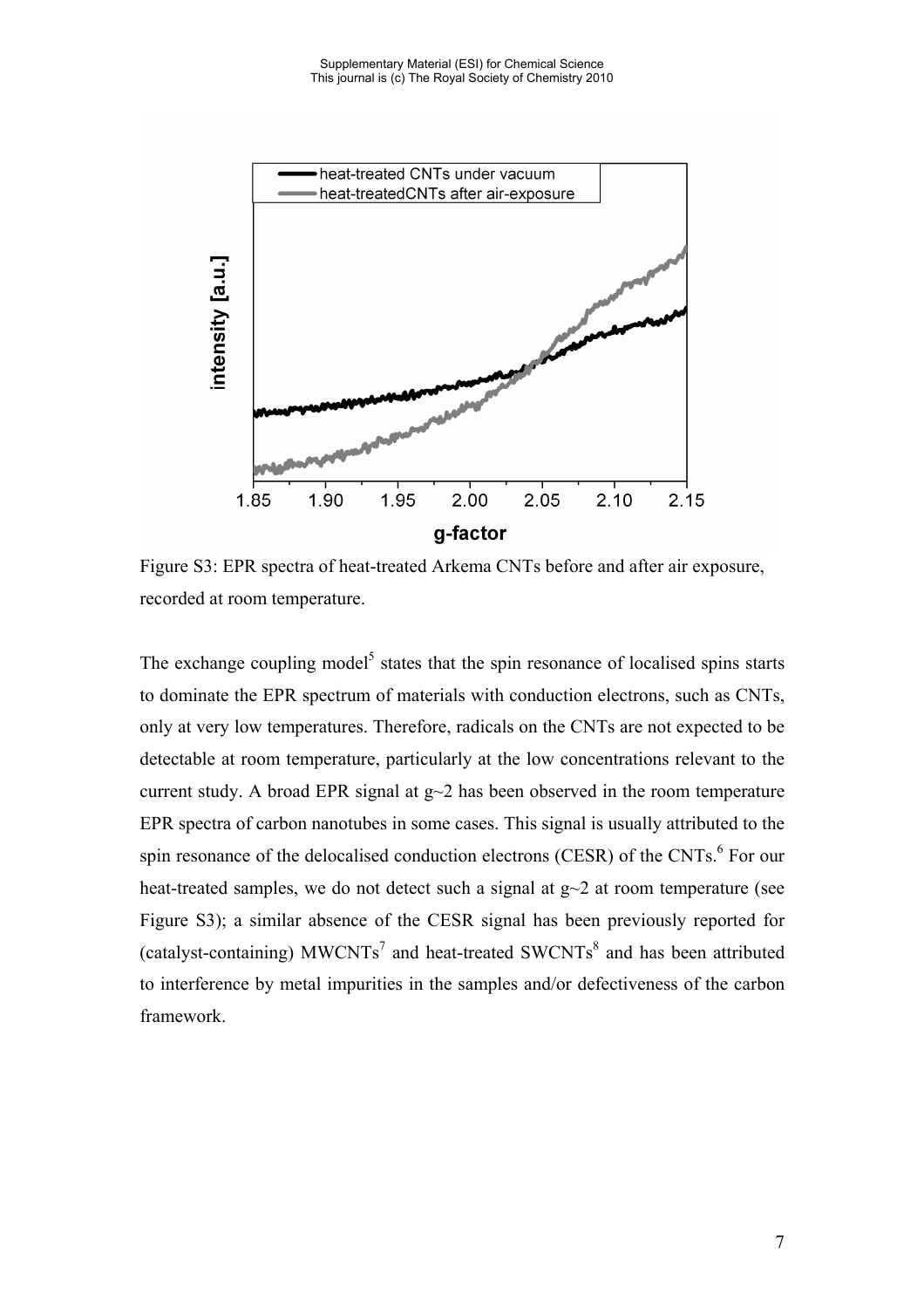Figure S3: EPR spectra of heat-treated Arkema CNTs before and after air exposure, recorded at room temperature.

The exchange coupling model[5] states that the spin resonance of localised spins starts to dominate the EPR spectrum of materials with conduction electrons, such as CNTs, only at very low temperatures. Therefore, radicals on the CNTs are not expected to be detectable at room temperature, particularly at the low concentrations relevant to the current study. A broad EPR signal at $g \sim 2$ has been observed in the room temperature EPR spectra of carbon nanotubes in some cases. This signal is usually attributed to the spin resonance of the delocalised conduction electrons (CESR) of the CNTs.[6] For our heat-treated samples, we do not detect such a signal at $g \sim 2$ at room temperature (see Figure S3); a similar absence of the CESR signal has been previously reported for (catalyst-containing) MWCNTs[7] and heat-treated SWCNTs[8] and has been attributed to interference by metal impurities in the samples and/or defectiveness of the carbon framework.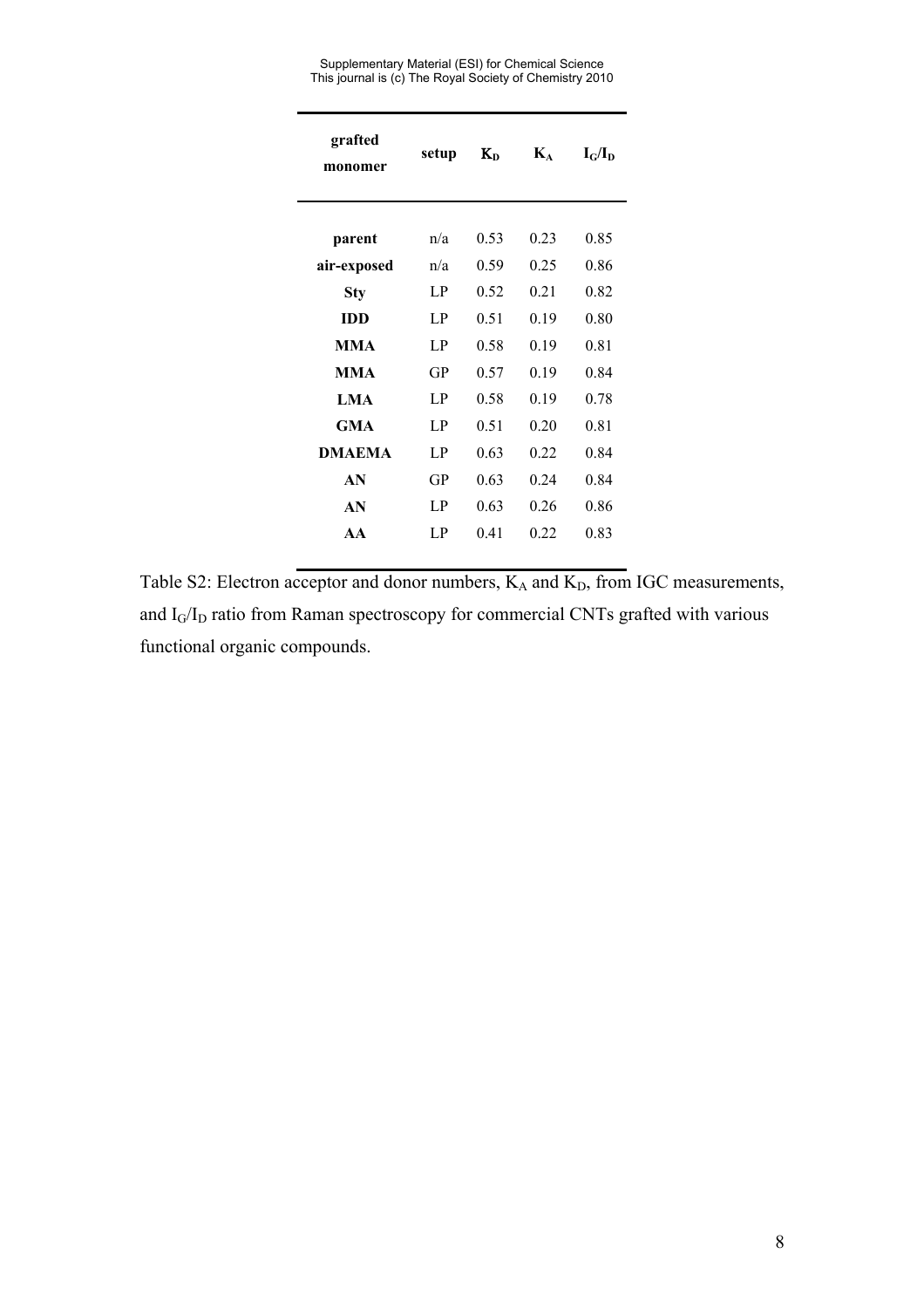| grafted monomer | setup | $K_D$ | $K_A$ | $I_G/I_D$ |
|---|---|---|---|---|
| **parent** | n/a | 0.53 | 0.23 | 0.85 |
| **air-exposed** | n/a | 0.59 | 0.25 | 0.86 |
| **Sty** | LP | 0.52 | 0.21 | 0.82 |
| **IDD** | LP | 0.51 | 0.19 | 0.80 |
| **MMA** | LP | 0.58 | 0.19 | 0.81 |
| **MMA** | GP | 0.57 | 0.19 | 0.84 |
| **LMA** | LP | 0.58 | 0.19 | 0.78 |
| **GMA** | LP | 0.51 | 0.20 | 0.81 |
| **DMAEMA** | LP | 0.63 | 0.22 | 0.84 |
| **AN** | GP | 0.63 | 0.24 | 0.84 |
| **AN** | LP | 0.63 | 0.26 | 0.86 |
| **AA** | LP | 0.41 | 0.22 | 0.83 |

Table S2: Electron acceptor and donor numbers, $K_A$ and $K_D$, from IGC measurements, and $I_G/I_D$ ratio from Raman spectroscopy for commercial CNTs grafted with various functional organic compounds.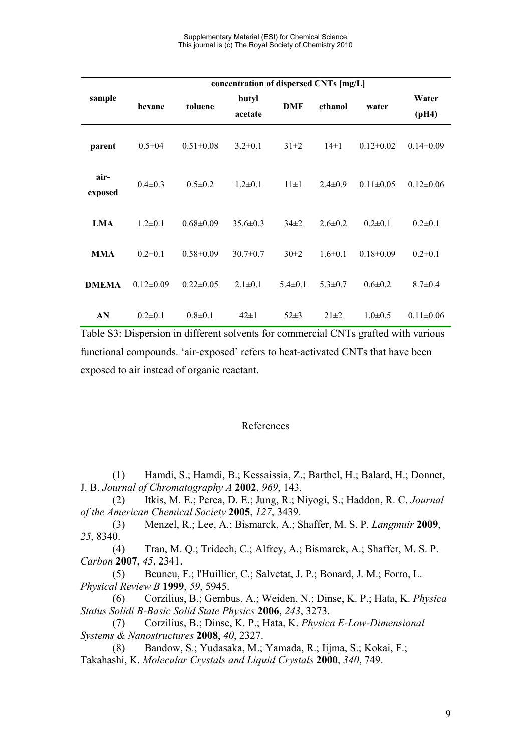| sample | concentration of dispersed CNTs [mg/L] | | | | | | |
|---|---|---|---|---|---|---|---|
| | hexane | toluene | butyl acetate | DMF | ethanol | water | Water (pH4) |
| parent | 0.5±04 | 0.51±0.08 | 3.2±0.1 | 31±2 | 14±1 | 0.12±0.02 | 0.14±0.09 |
| air-exposed | 0.4±0.3 | 0.5±0.2 | 1.2±0.1 | 11±1 | 2.4±0.9 | 0.11±0.05 | 0.12±0.06 |
| LMA | 1.2±0.1 | 0.68±0.09 | 35.6±0.3 | 34±2 | 2.6±0.2 | 0.2±0.1 | 0.2±0.1 |
| MMA | 0.2±0.1 | 0.58±0.09 | 30.7±0.7 | 30±2 | 1.6±0.1 | 0.18±0.09 | 0.2±0.1 |
| DMEMA | 0.12±0.09 | 0.22±0.05 | 2.1±0.1 | 5.4±0.1 | 5.3±0.7 | 0.6±0.2 | 8.7±0.4 |
| AN | 0.2±0.1 | 0.8±0.1 | 42±1 | 52±3 | 21±2 | 1.0±0.5 | 0.11±0.06 |

Table S3: Dispersion in different solvents for commercial CNTs grafted with various functional compounds. 'air-exposed' refers to heat-activated CNTs that have been exposed to air instead of organic reactant.

## References

(1) Hamdi, S.; Hamdi, B.; Kessaissia, Z.; Barthel, H.; Balard, H.; Donnet, J. B. *Journal of Chromatography A* **2002**, *969*, 143.

(2) Itkis, M. E.; Perea, D. E.; Jung, R.; Niyogi, S.; Haddon, R. C. *Journal of the American Chemical Society* **2005**, *127*, 3439.

(3) Menzel, R.; Lee, A.; Bismarck, A.; Shaffer, M. S. P. *Langmuir* **2009**, *25*, 8340.

(4) Tran, M. Q.; Tridech, C.; Alfrey, A.; Bismarck, A.; Shaffer, M. S. P. *Carbon* **2007**, *45*, 2341.

(5) Beuneu, F.; l'Huillier, C.; Salvetat, J. P.; Bonard, J. M.; Forro, L. *Physical Review B* **1999**, *59*, 5945.

(6) Corzilius, B.; Gembus, A.; Weiden, N.; Dinse, K. P.; Hata, K. *Physica Status Solidi B-Basic Solid State Physics* **2006**, *243*, 3273.

(7) Corzilius, B.; Dinse, K. P.; Hata, K. *Physica E-Low-Dimensional Systems & Nanostructures* **2008**, *40*, 2327.

(8) Bandow, S.; Yudasaka, M.; Yamada, R.; Iijma, S.; Kokai, F.; Takahashi, K. *Molecular Crystals and Liquid Crystals* **2000**, *340*, 749.